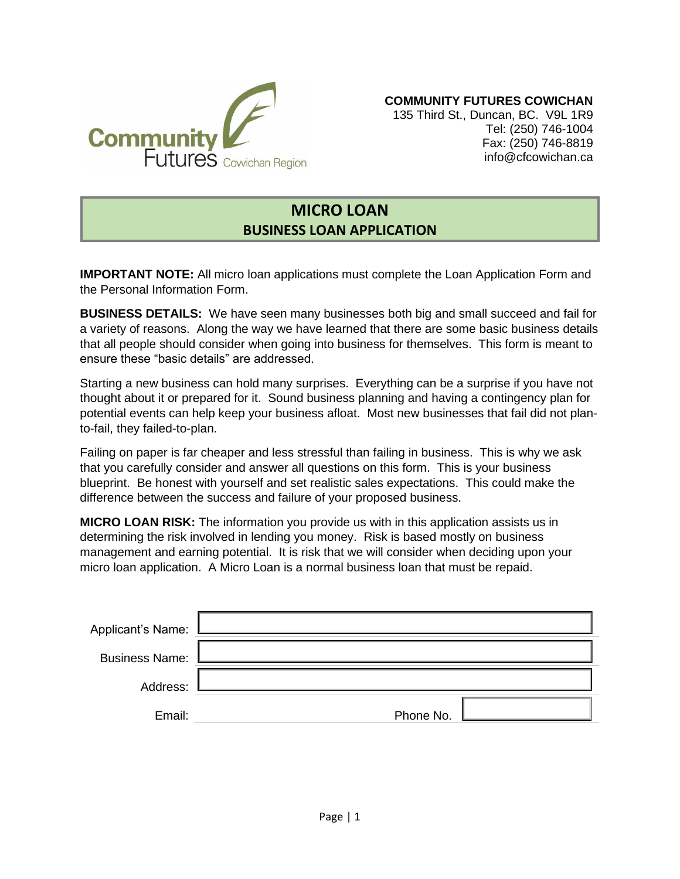Community Futures Cowichan Region

**COMMUNITY FUTURES COWICHAN**
135 Third St., Duncan, BC. V9L 1R9
Tel: (250) 746-1004
Fax: (250) 746-8819
info@cfcowichan.ca

# MICRO LOAN
## BUSINESS LOAN APPLICATION

**IMPORTANT NOTE:** All micro loan applications must complete the Loan Application Form and the Personal Information Form.

**BUSINESS DETAILS:** We have seen many businesses both big and small succeed and fail for a variety of reasons. Along the way we have learned that there are some basic business details that all people should consider when going into business for themselves. This form is meant to ensure these "basic details" are addressed.

Starting a new business can hold many surprises. Everything can be a surprise if you have not thought about it or prepared for it. Sound business planning and having a contingency plan for potential events can help keep your business afloat. Most new businesses that fail did not plan-to-fail, they failed-to-plan.

Failing on paper is far cheaper and less stressful than failing in business. This is why we ask that you carefully consider and answer all questions on this form. This is your business blueprint. Be honest with yourself and set realistic sales expectations. This could make the difference between the success and failure of your proposed business.

**MICRO LOAN RISK:** The information you provide us with in this application assists us in determining the risk involved in lending you money. Risk is based mostly on business management and earning potential. It is risk that we will consider when deciding upon your micro loan application. A Micro Loan is a normal business loan that must be repaid.

| | | | |
|---|---|---|---|
| Applicant's Name: | | | |
| Business Name: | | | |
| Address: | | | |
| Email: | | Phone No. | |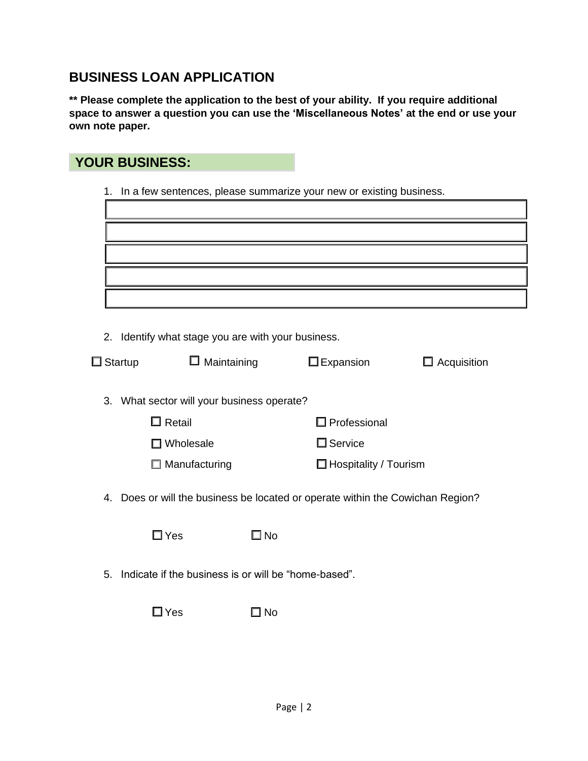# BUSINESS LOAN APPLICATION

**\*\* Please complete the application to the best of your ability. If you require additional space to answer a question you can use the 'Miscellaneous Notes' at the end or use your own note paper.**

## YOUR BUSINESS:

1. In a few sentences, please summarize your new or existing business.

| |
|---|
| |
| |
| |
| |
| |

2. Identify what stage you are with your business.

☐ Startup ☐ Maintaining ☐ Expansion ☐ Acquisition

3. What sector will your business operate?

| | |
|---|---|
| ☐ Retail | ☐ Professional |
| ☐ Wholesale | ☐ Service |
| ☐ Manufacturing | ☐ Hospitality / Tourism |

4. Does or will the business be located or operate within the Cowichan Region?

☐ Yes ☐ No

5. Indicate if the business is or will be "home-based".

☐ Yes ☐ No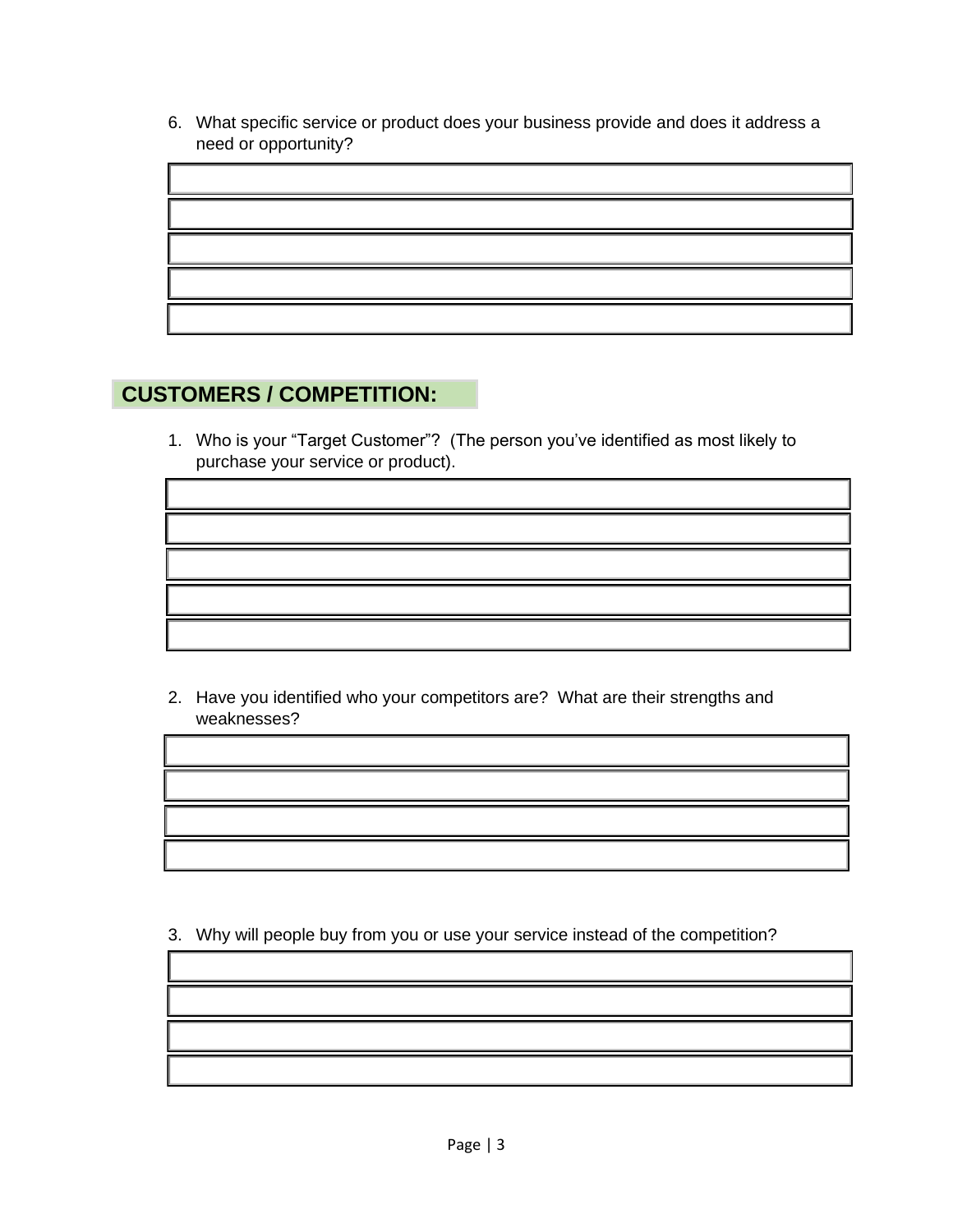6. What specific service or product does your business provide and does it address a need or opportunity?

## CUSTOMERS / COMPETITION:

1. Who is your "Target Customer"? (The person you've identified as most likely to purchase your service or product).

2. Have you identified who your competitors are? What are their strengths and weaknesses?

3. Why will people buy from you or use your service instead of the competition?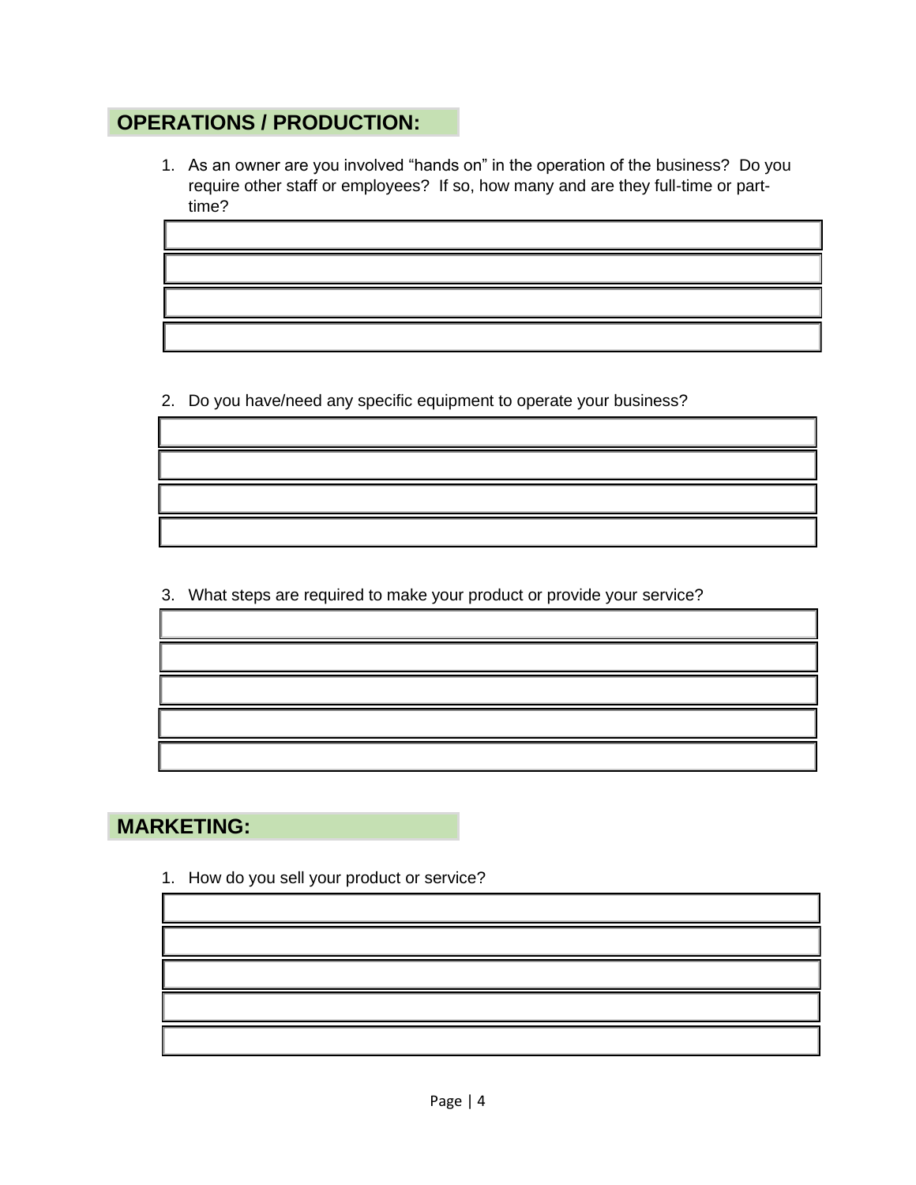## OPERATIONS / PRODUCTION:

1. As an owner are you involved "hands on" in the operation of the business? Do you require other staff or employees? If so, how many and are they full-time or part-time?

2. Do you have/need any specific equipment to operate your business?

3. What steps are required to make your product or provide your service?

## MARKETING:

1. How do you sell your product or service?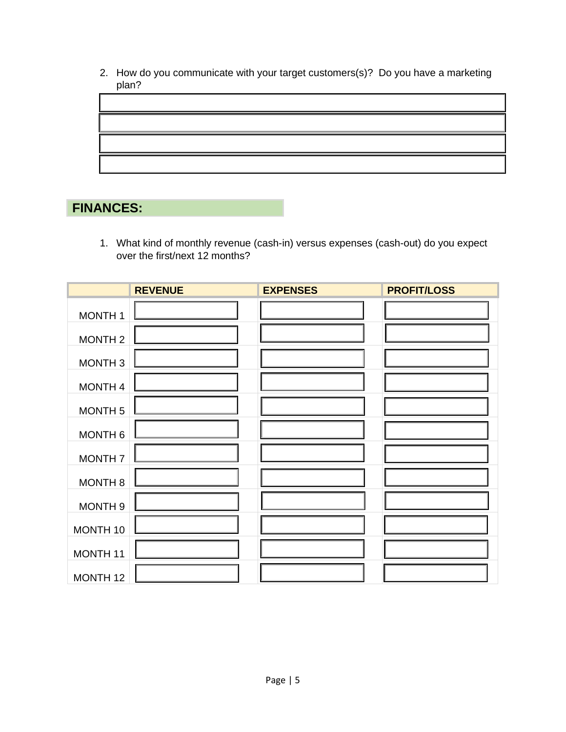2. How do you communicate with your target customers(s)? Do you have a marketing plan?

## FINANCES:

1. What kind of monthly revenue (cash-in) versus expenses (cash-out) do you expect over the first/next 12 months?

| | REVENUE | EXPENSES | PROFIT/LOSS |
|---|---|---|---|
| MONTH 1 | | | |
| MONTH 2 | | | |
| MONTH 3 | | | |
| MONTH 4 | | | |
| MONTH 5 | | | |
| MONTH 6 | | | |
| MONTH 7 | | | |
| MONTH 8 | | | |
| MONTH 9 | | | |
| MONTH 10 | | | |
| MONTH 11 | | | |
| MONTH 12 | | | |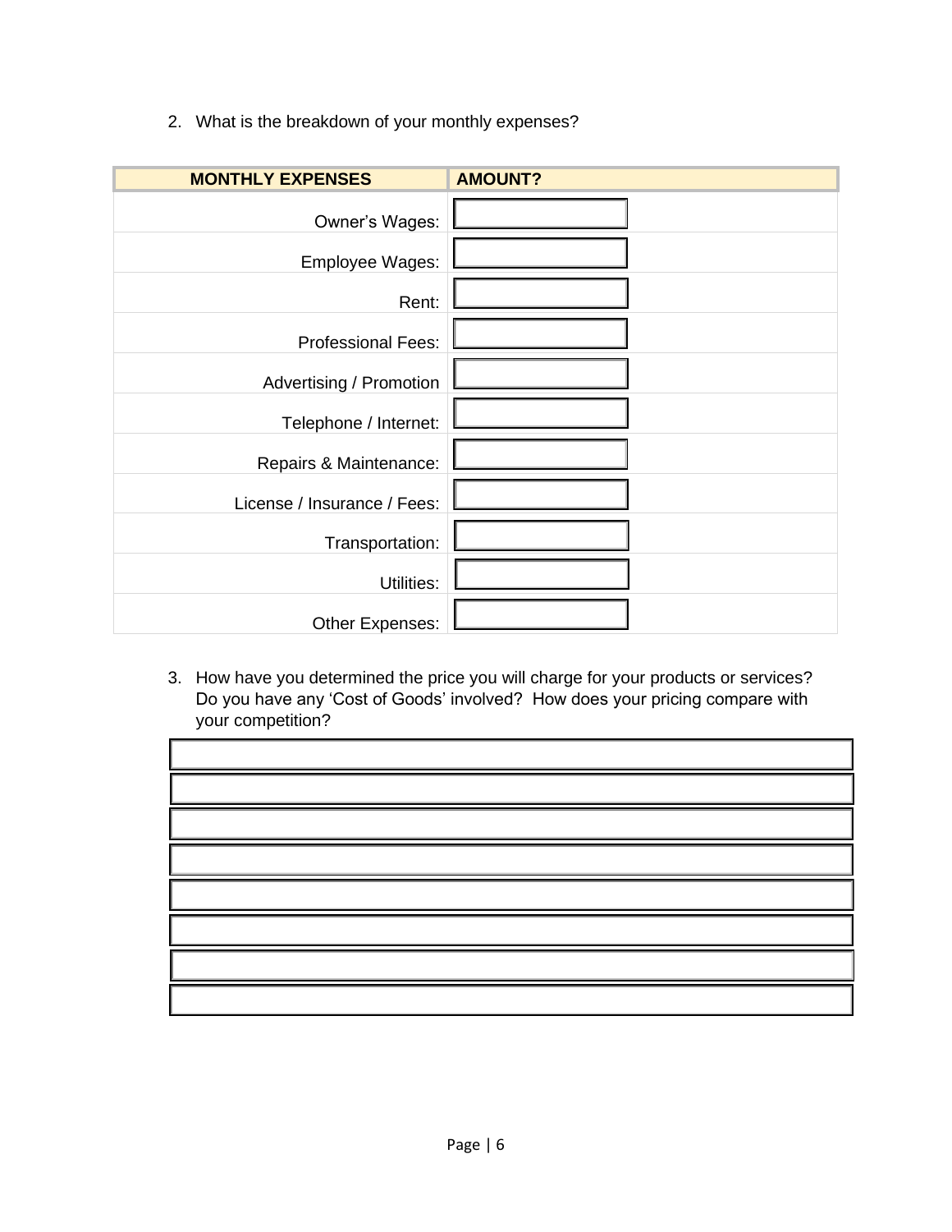2. What is the breakdown of your monthly expenses?

| MONTHLY EXPENSES | AMOUNT? |
|---|---|
| Owner's Wages: | |
| Employee Wages: | |
| Rent: | |
| Professional Fees: | |
| Advertising / Promotion | |
| Telephone / Internet: | |
| Repairs & Maintenance: | |
| License / Insurance / Fees: | |
| Transportation: | |
| Utilities: | |
| Other Expenses: | |

3. How have you determined the price you will charge for your products or services? Do you have any 'Cost of Goods' involved? How does your pricing compare with your competition?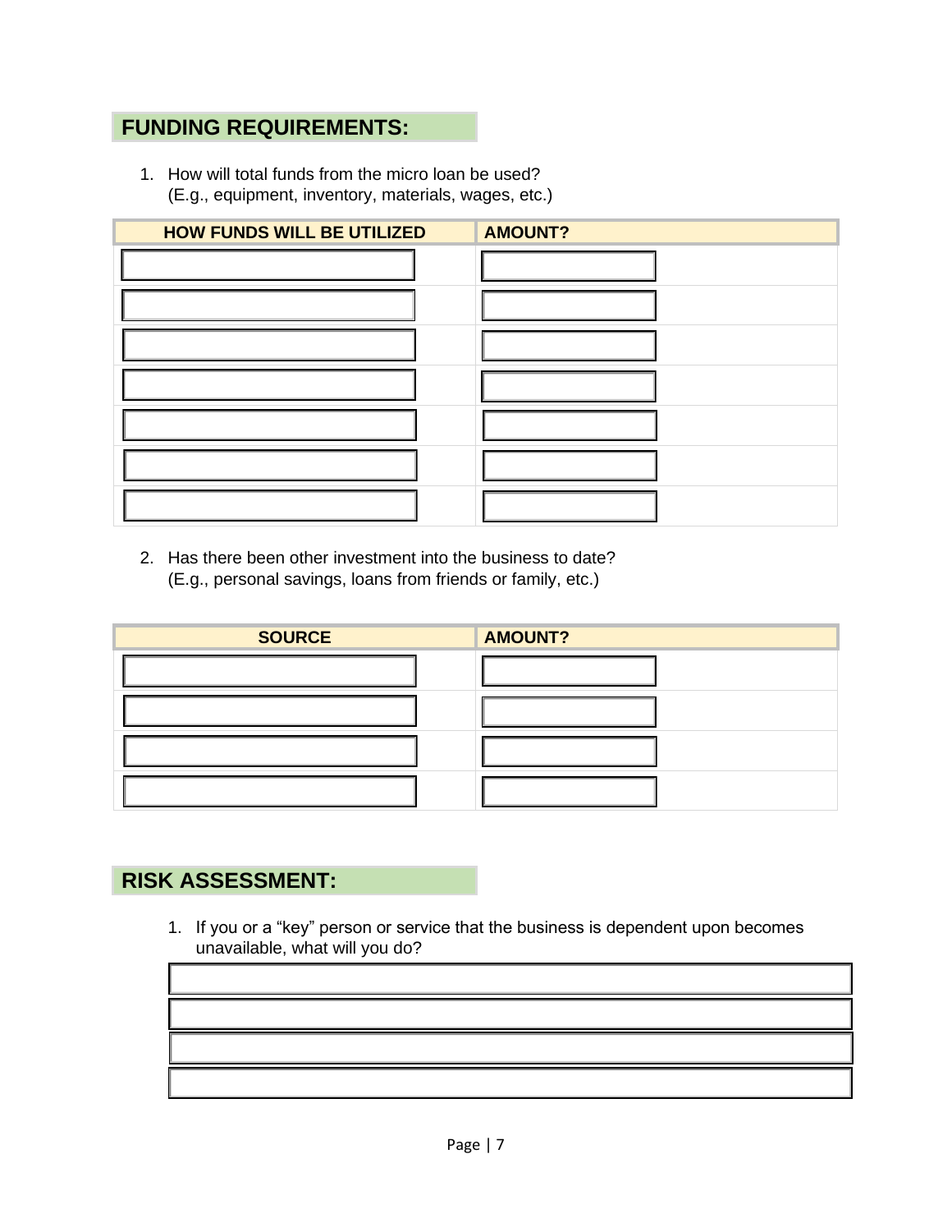## FUNDING REQUIREMENTS:

1. How will total funds from the micro loan be used?
   (E.g., equipment, inventory, materials, wages, etc.)

| HOW FUNDS WILL BE UTILIZED | AMOUNT? |
| --- | --- |
| | |
| | |
| | |
| | |
| | |
| | |
| | |

2. Has there been other investment into the business to date?
   (E.g., personal savings, loans from friends or family, etc.)

| SOURCE | AMOUNT? |
| --- | --- |
| | |
| | |
| | |
| | |

## RISK ASSESSMENT:

1. If you or a "key" person or service that the business is dependent upon becomes unavailable, what will you do?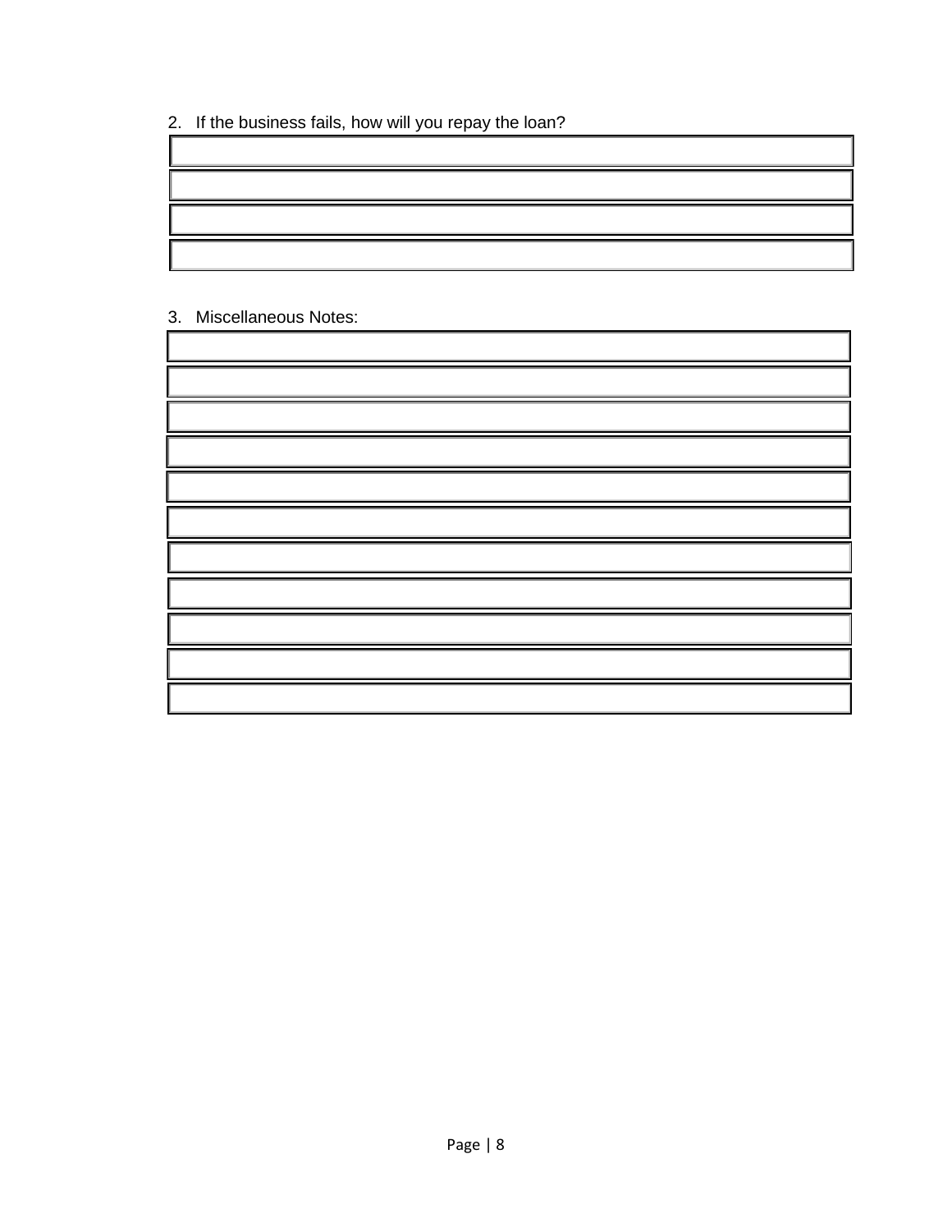2. If the business fails, how will you repay the loan?

| |
|---|
| |
| |
| |
| |

3. Miscellaneous Notes:

| |
|---|
| |
| |
| |
| |
| |
| |
| |
| |
| |
| |
| |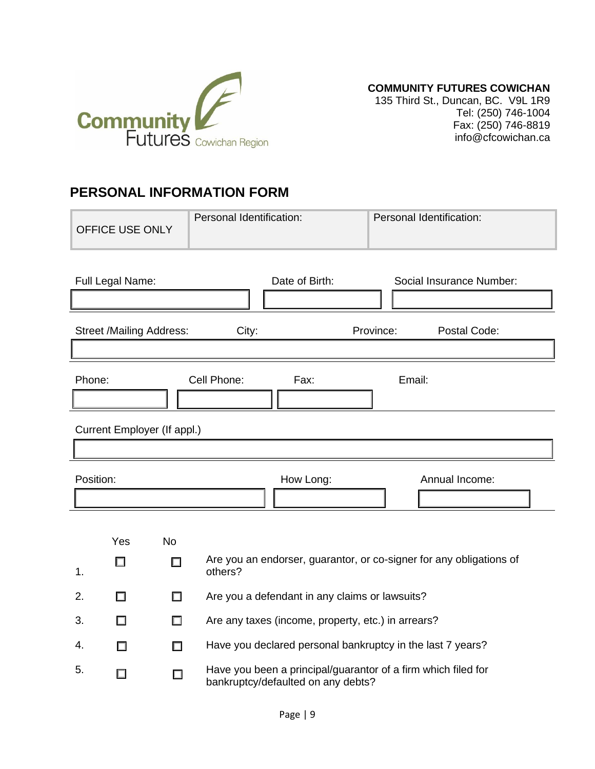**COMMUNITY FUTURES COWICHAN**
135 Third St., Duncan, BC. V9L 1R9
Tel: (250) 746-1004
Fax: (250) 746-8819
info@cfcowichan.ca

## PERSONAL INFORMATION FORM

| OFFICE USE ONLY | Personal Identification: | Personal Identification: |
|---|---|---|

| Full Legal Name: | Date of Birth: | Social Insurance Number: |
|---|---|---|
| | | |

| Street /Mailing Address: | City: | Province: | Postal Code: |
|---|---|---|---|
| | | | |

| Phone: | Cell Phone: | Fax: | Email: |
|---|---|---|---|
| | | | |

| Current Employer (If appl.) |
|---|
| |

| Position: | How Long: | Annual Income: |
|---|---|---|
| | | |

| | Yes | No | |
|---|---|---|---|
| 1. | ☐ | ☐ | Are you an endorser, guarantor, or co-signer for any obligations of others? |
| 2. | ☐ | ☐ | Are you a defendant in any claims or lawsuits? |
| 3. | ☐ | ☐ | Are any taxes (income, property, etc.) in arrears? |
| 4. | ☐ | ☐ | Have you declared personal bankruptcy in the last 7 years? |
| 5. | ☐ | ☐ | Have you been a principal/guarantor of a firm which filed for bankruptcy/defaulted on any debts? |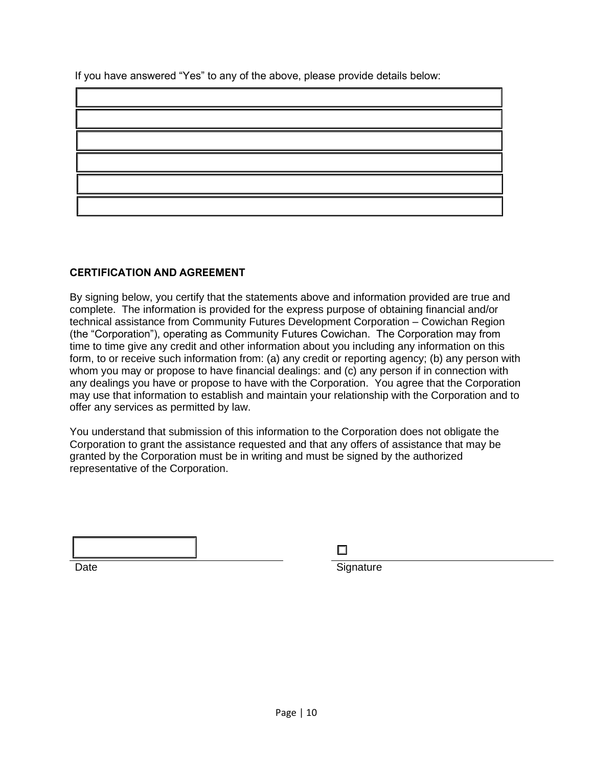If you have answered "Yes" to any of the above, please provide details below:

## CERTIFICATION AND AGREEMENT

By signing below, you certify that the statements above and information provided are true and complete. The information is provided for the express purpose of obtaining financial and/or technical assistance from Community Futures Development Corporation – Cowichan Region (the "Corporation"), operating as Community Futures Cowichan. The Corporation may from time to time give any credit and other information about you including any information on this form, to or receive such information from: (a) any credit or reporting agency; (b) any person with whom you may or propose to have financial dealings: and (c) any person if in connection with any dealings you have or propose to have with the Corporation. You agree that the Corporation may use that information to establish and maintain your relationship with the Corporation and to offer any services as permitted by law.

You understand that submission of this information to the Corporation does not obligate the Corporation to grant the assistance requested and that any offers of assistance that may be granted by the Corporation must be in writing and must be signed by the authorized representative of the Corporation.

Date

Signature